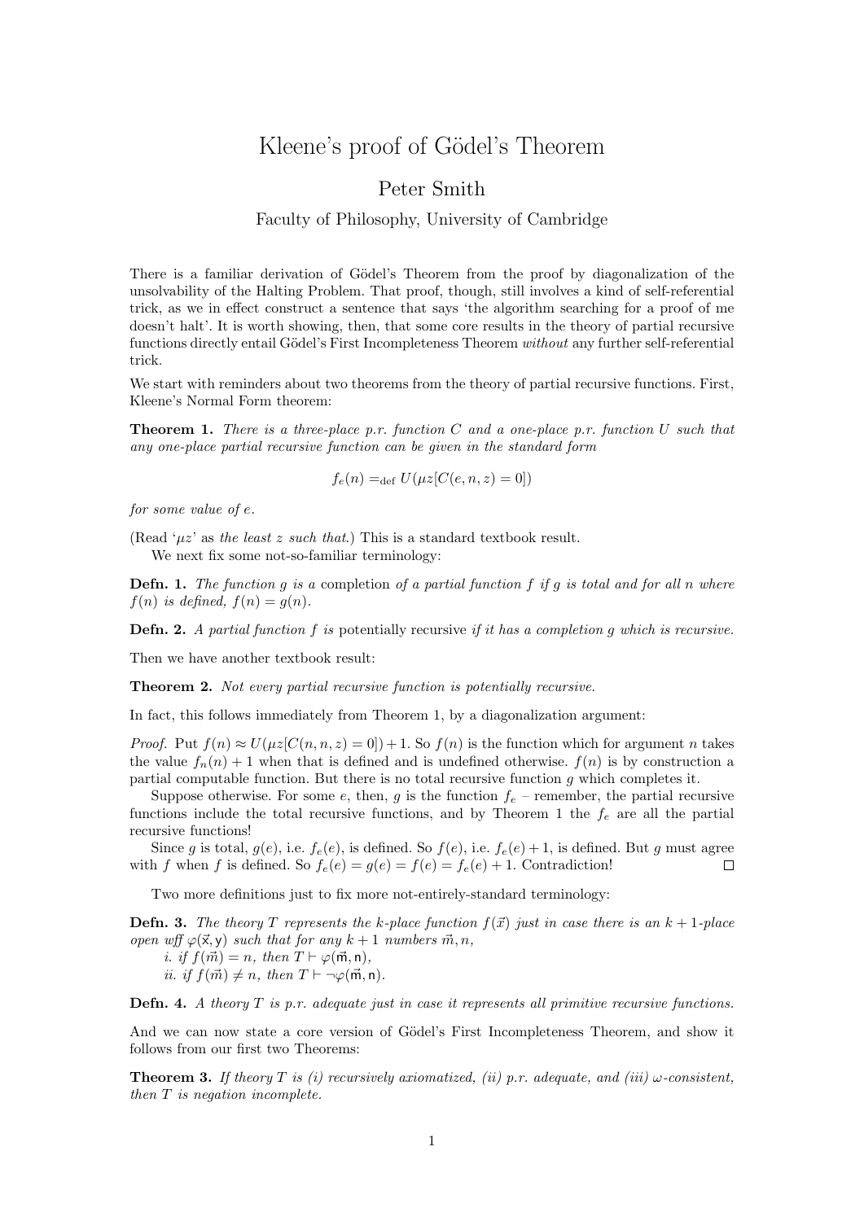# Kleene's proof of Gödel's Theorem

Peter Smith

Faculty of Philosophy, University of Cambridge

There is a familiar derivation of Gödel's Theorem from the proof by diagonalization of the unsolvability of the Halting Problem. That proof, though, still involves a kind of self-referential trick, as we in effect construct a sentence that says 'the algorithm searching for a proof of me doesn't halt'. It is worth showing, then, that some core results in the theory of partial recursive functions directly entail Gödel's First Incompleteness Theorem *without* any further self-referential trick.

We start with reminders about two theorems from the theory of partial recursive functions. First, Kleene's Normal Form theorem:

**Theorem 1.** *There is a three-place p.r. function $C$ and a one-place p.r. function $U$ such that any one-place partial recursive function can be given in the standard form*

$$f_e(n) =_{\text{def}} U(\mu z[C(e, n, z) = 0])$$

*for some value of $e$.*

(Read '$\mu z$' as *the least $z$ such that*.) This is a standard textbook result.

We next fix some not-so-familiar terminology:

**Defn. 1.** *The function $g$ is a* completion *of a partial function $f$ if $g$ is total and for all $n$ where $f(n)$ is defined, $f(n) = g(n)$.*

**Defn. 2.** *A partial function $f$ is* potentially recursive *if it has a completion $g$ which is recursive.*

Then we have another textbook result:

**Theorem 2.** *Not every partial recursive function is potentially recursive.*

In fact, this follows immediately from Theorem 1, by a diagonalization argument:

*Proof.* Put $f(n) \approx U(\mu z[C(n, n, z) = 0]) + 1$. So $f(n)$ is the function which for argument $n$ takes the value $f_n(n) + 1$ when that is defined and is undefined otherwise. $f(n)$ is by construction a partial computable function. But there is no total recursive function $g$ which completes it.

Suppose otherwise. For some $e$, then, $g$ is the function $f_e$ – remember, the partial recursive functions include the total recursive functions, and by Theorem 1 the $f_e$ are all the partial recursive functions!

Since $g$ is total, $g(e)$, i.e. $f_e(e)$, is defined. So $f(e)$, i.e. $f_e(e) + 1$, is defined. But $g$ must agree with $f$ when $f$ is defined. So $f_e(e) = g(e) = f(e) = f_e(e) + 1$. Contradiction! □

Two more definitions just to fix more not-entirely-standard terminology:

**Defn. 3.** *The theory $T$ represents the $k$-place function $f(\vec{x})$ just in case there is an $k+1$-place open wff $\varphi(\vec{\mathsf{x}}, \mathsf{y})$ such that for any $k+1$ numbers $\vec{m}, n$,*

*i. if $f(\vec{m}) = n$, then $T \vdash \varphi(\vec{\mathsf{m}}, \mathsf{n})$,*

*ii. if $f(\vec{m}) \neq n$, then $T \vdash \neg\varphi(\vec{\mathsf{m}}, \mathsf{n})$.*

**Defn. 4.** *A theory $T$ is p.r. adequate just in case it represents all primitive recursive functions.*

And we can now state a core version of Gödel's First Incompleteness Theorem, and show it follows from our first two Theorems:

**Theorem 3.** *If theory $T$ is (i) recursively axiomatized, (ii) p.r. adequate, and (iii) $\omega$-consistent, then $T$ is negation incomplete.*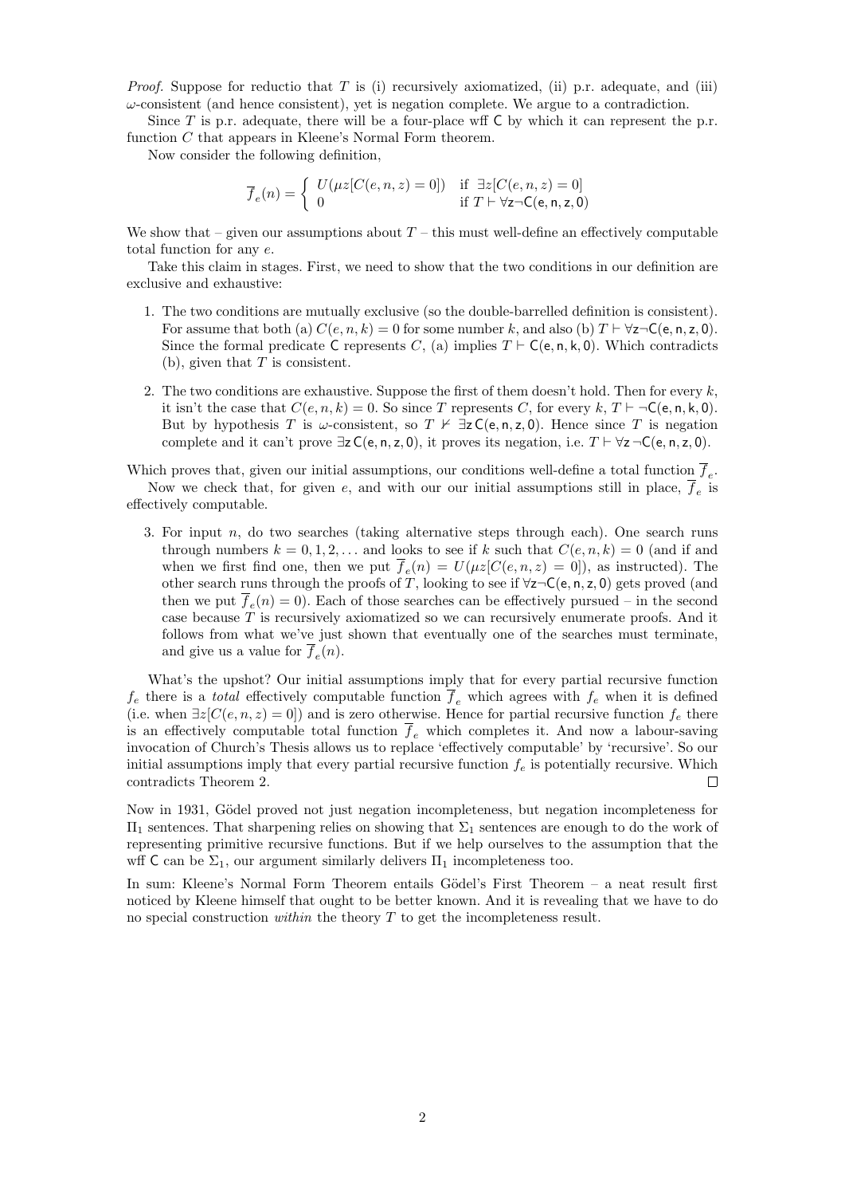*Proof.* Suppose for reductio that $T$ is (i) recursively axiomatized, (ii) p.r. adequate, and (iii) $\omega$-consistent (and hence consistent), yet is negation complete. We argue to a contradiction.

Since $T$ is p.r. adequate, there will be a four-place wff $\mathsf{C}$ by which it can represent the p.r. function $C$ that appears in Kleene's Normal Form theorem.

Now consider the following definition,

$$\overline{f}_e(n) = \begin{cases} U(\mu z[C(e,n,z) = 0]) & \text{if } \exists z[C(e,n,z) = 0] \\ 0 & \text{if } T \vdash \forall \mathsf{z} \neg \mathsf{C}(\mathsf{e}, \mathsf{n}, \mathsf{z}, \mathsf{0}) \end{cases}$$

We show that – given our assumptions about $T$ – this must well-define an effectively computable total function for any $e$.

Take this claim in stages. First, we need to show that the two conditions in our definition are exclusive and exhaustive:

1. The two conditions are mutually exclusive (so the double-barrelled definition is consistent). For assume that both (a) $C(e, n, k) = 0$ for some number $k$, and also (b) $T \vdash \forall \mathsf{z} \neg \mathsf{C}(\mathsf{e}, \mathsf{n}, \mathsf{z}, \mathsf{0})$. Since the formal predicate $\mathsf{C}$ represents $C$, (a) implies $T \vdash \mathsf{C}(\mathsf{e}, \mathsf{n}, \mathsf{k}, \mathsf{0})$. Which contradicts (b), given that $T$ is consistent.

2. The two conditions are exhaustive. Suppose the first of them doesn't hold. Then for every $k$, it isn't the case that $C(e, n, k) = 0$. So since $T$ represents $C$, for every $k$, $T \vdash \neg \mathsf{C}(\mathsf{e}, \mathsf{n}, \mathsf{k}, \mathsf{0})$. But by hypothesis $T$ is $\omega$-consistent, so $T \nvdash \exists \mathsf{z}\, \mathsf{C}(\mathsf{e}, \mathsf{n}, \mathsf{z}, \mathsf{0})$. Hence since $T$ is negation complete and it can't prove $\exists \mathsf{z}\, \mathsf{C}(\mathsf{e}, \mathsf{n}, \mathsf{z}, \mathsf{0})$, it proves its negation, i.e. $T \vdash \forall \mathsf{z} \neg \mathsf{C}(\mathsf{e}, \mathsf{n}, \mathsf{z}, \mathsf{0})$.

Which proves that, given our initial assumptions, our conditions well-define a total function $\overline{f}_e$.

Now we check that, for given $e$, and with our our initial assumptions still in place, $\overline{f}_e$ is effectively computable.

3. For input $n$, do two searches (taking alternative steps through each). One search runs through numbers $k = 0, 1, 2, \ldots$ and looks to see if $k$ such that $C(e, n, k) = 0$ (and if and when we first find one, then we put $\overline{f}_e(n) = U(\mu z[C(e, n, z) = 0])$, as instructed). The other search runs through the proofs of $T$, looking to see if $\forall \mathsf{z} \neg \mathsf{C}(\mathsf{e}, \mathsf{n}, \mathsf{z}, \mathsf{0})$ gets proved (and then we put $\overline{f}_e(n) = 0$). Each of those searches can be effectively pursued – in the second case because $T$ is recursively axiomatized so we can recursively enumerate proofs. And it follows from what we've just shown that eventually one of the searches must terminate, and give us a value for $\overline{f}_e(n)$.

What's the upshot? Our initial assumptions imply that for every partial recursive function $f_e$ there is a *total* effectively computable function $\overline{f}_e$ which agrees with $f_e$ when it is defined (i.e. when $\exists z[C(e, n, z) = 0]$) and is zero otherwise. Hence for partial recursive function $f_e$ there is an effectively computable total function $\overline{f}_e$ which completes it. And now a labour-saving invocation of Church's Thesis allows us to replace 'effectively computable' by 'recursive'. So our initial assumptions imply that every partial recursive function $f_e$ is potentially recursive. Which contradicts Theorem 2. ∎

Now in 1931, Gödel proved not just negation incompleteness, but negation incompleteness for $\Pi_1$ sentences. That sharpening relies on showing that $\Sigma_1$ sentences are enough to do the work of representing primitive recursive functions. But if we help ourselves to the assumption that the wff $\mathsf{C}$ can be $\Sigma_1$, our argument similarly delivers $\Pi_1$ incompleteness too.

In sum: Kleene's Normal Form Theorem entails Gödel's First Theorem – a neat result first noticed by Kleene himself that ought to be better known. And it is revealing that we have to do no special construction *within* the theory $T$ to get the incompleteness result.